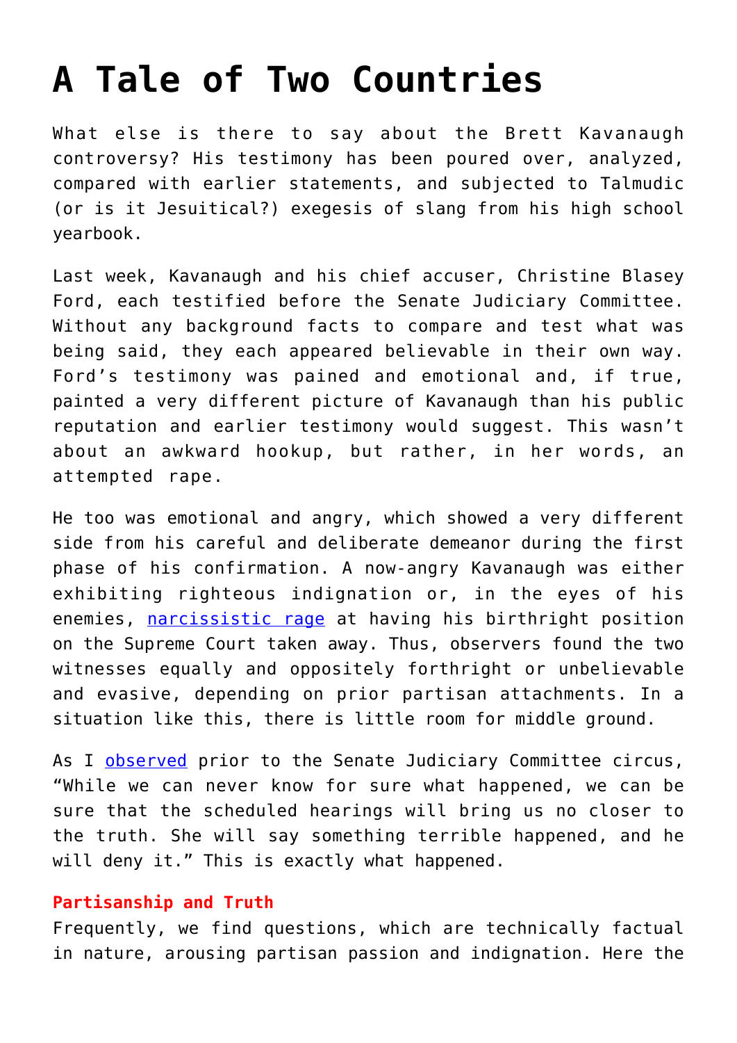# A Tale of Two Countries

What else is there to say about the Brett Kavanaugh controversy? His testimony has been poured over, analyzed, compared with earlier statements, and subjected to Talmudic (or is it Jesuitical?) exegesis of slang from his high school yearbook.

Last week, Kavanaugh and his chief accuser, Christine Blasey Ford, each testified before the Senate Judiciary Committee. Without any background facts to compare and test what was being said, they each appeared believable in their own way. Ford's testimony was pained and emotional and, if true, painted a very different picture of Kavanaugh than his public reputation and earlier testimony would suggest. This wasn't about an awkward hookup, but rather, in her words, an attempted rape.

He too was emotional and angry, which showed a very different side from his careful and deliberate demeanor during the first phase of his confirmation. A now-angry Kavanaugh was either exhibiting righteous indignation or, in the eyes of his enemies, narcissistic rage at having his birthright position on the Supreme Court taken away. Thus, observers found the two witnesses equally and oppositely forthright or unbelievable and evasive, depending on prior partisan attachments. In a situation like this, there is little room for middle ground.

As I observed prior to the Senate Judiciary Committee circus, "While we can never know for sure what happened, we can be sure that the scheduled hearings will bring us no closer to the truth. She will say something terrible happened, and he will deny it." This is exactly what happened.

**Partisanship and Truth**

Frequently, we find questions, which are technically factual in nature, arousing partisan passion and indignation. Here the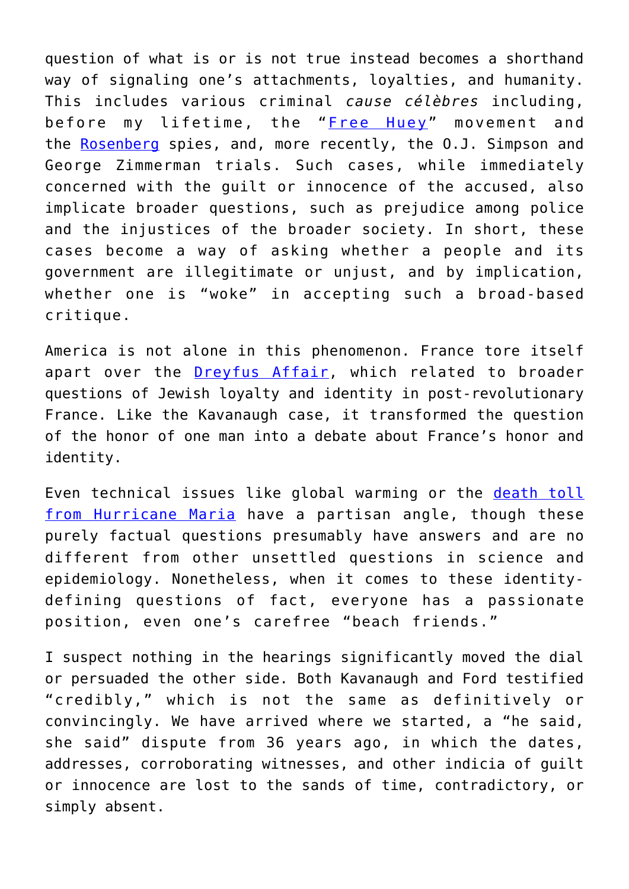question of what is or is not true instead becomes a shorthand way of signaling one's attachments, loyalties, and humanity. This includes various criminal *cause célèbres* including, before my lifetime, the "[Free Huey]" movement and the [Rosenberg] spies, and, more recently, the O.J. Simpson and George Zimmerman trials. Such cases, while immediately concerned with the guilt or innocence of the accused, also implicate broader questions, such as prejudice among police and the injustices of the broader society. In short, these cases become a way of asking whether a people and its government are illegitimate or unjust, and by implication, whether one is "woke" in accepting such a broad-based critique.

America is not alone in this phenomenon. France tore itself apart over the [Dreyfus Affair], which related to broader questions of Jewish loyalty and identity in post-revolutionary France. Like the Kavanaugh case, it transformed the question of the honor of one man into a debate about France's honor and identity.

Even technical issues like global warming or the [death toll from Hurricane Maria] have a partisan angle, though these purely factual questions presumably have answers and are no different from other unsettled questions in science and epidemiology. Nonetheless, when it comes to these identity-defining questions of fact, everyone has a passionate position, even one's carefree "beach friends."

I suspect nothing in the hearings significantly moved the dial or persuaded the other side. Both Kavanaugh and Ford testified "credibly," which is not the same as definitively or convincingly. We have arrived where we started, a "he said, she said" dispute from 36 years ago, in which the dates, addresses, corroborating witnesses, and other indicia of guilt or innocence are lost to the sands of time, contradictory, or simply absent.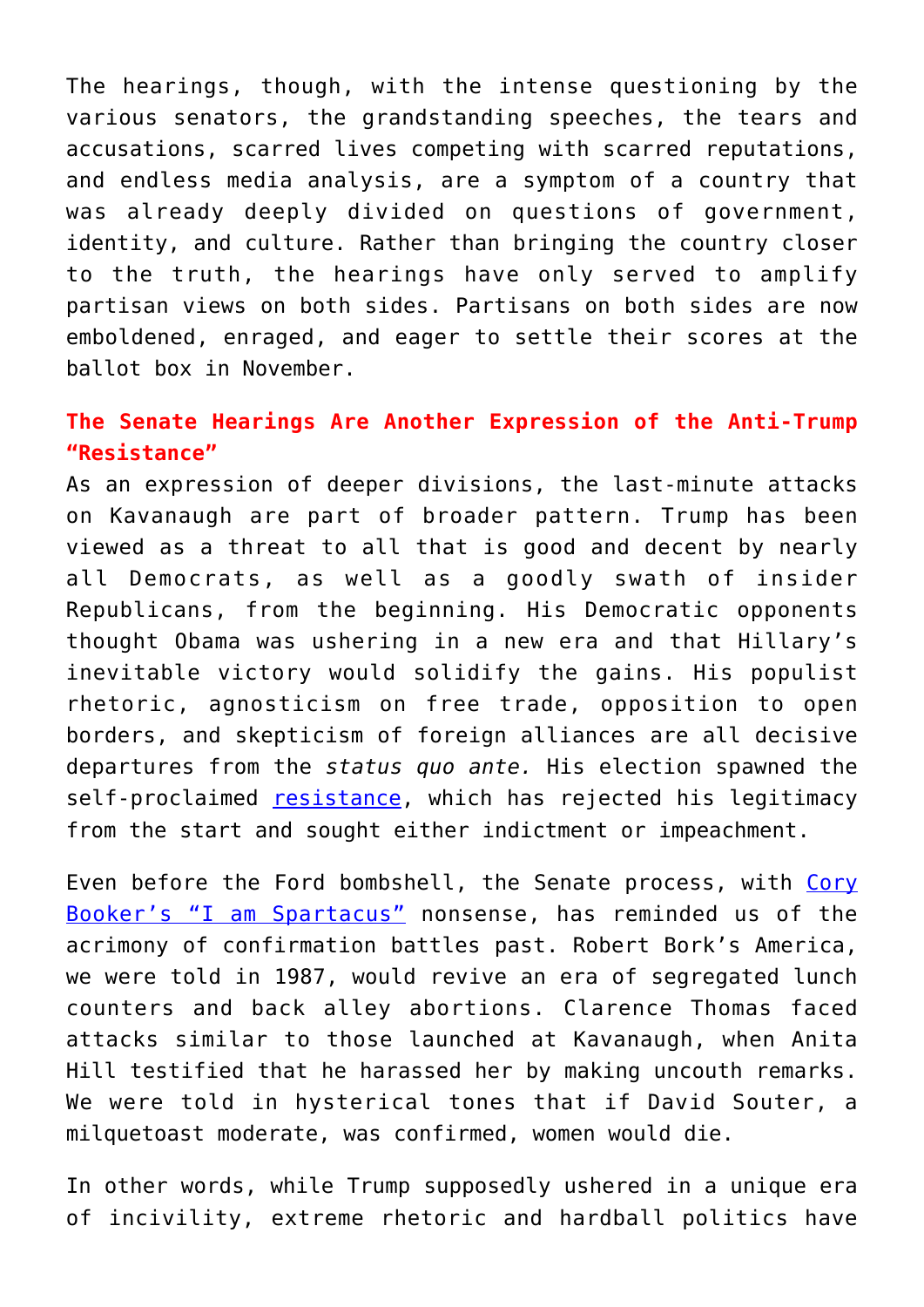The hearings, though, with the intense questioning by the various senators, the grandstanding speeches, the tears and accusations, scarred lives competing with scarred reputations, and endless media analysis, are a symptom of a country that was already deeply divided on questions of government, identity, and culture. Rather than bringing the country closer to the truth, the hearings have only served to amplify partisan views on both sides. Partisans on both sides are now emboldened, enraged, and eager to settle their scores at the ballot box in November.

### The Senate Hearings Are Another Expression of the Anti-Trump "Resistance"

As an expression of deeper divisions, the last-minute attacks on Kavanaugh are part of broader pattern. Trump has been viewed as a threat to all that is good and decent by nearly all Democrats, as well as a goodly swath of insider Republicans, from the beginning. His Democratic opponents thought Obama was ushering in a new era and that Hillary's inevitable victory would solidify the gains. His populist rhetoric, agnosticism on free trade, opposition to open borders, and skepticism of foreign alliances are all decisive departures from the *status quo ante.* His election spawned the self-proclaimed resistance, which has rejected his legitimacy from the start and sought either indictment or impeachment.

Even before the Ford bombshell, the Senate process, with Cory Booker's "I am Spartacus" nonsense, has reminded us of the acrimony of confirmation battles past. Robert Bork's America, we were told in 1987, would revive an era of segregated lunch counters and back alley abortions. Clarence Thomas faced attacks similar to those launched at Kavanaugh, when Anita Hill testified that he harassed her by making uncouth remarks. We were told in hysterical tones that if David Souter, a milquetoast moderate, was confirmed, women would die.

In other words, while Trump supposedly ushered in a unique era of incivility, extreme rhetoric and hardball politics have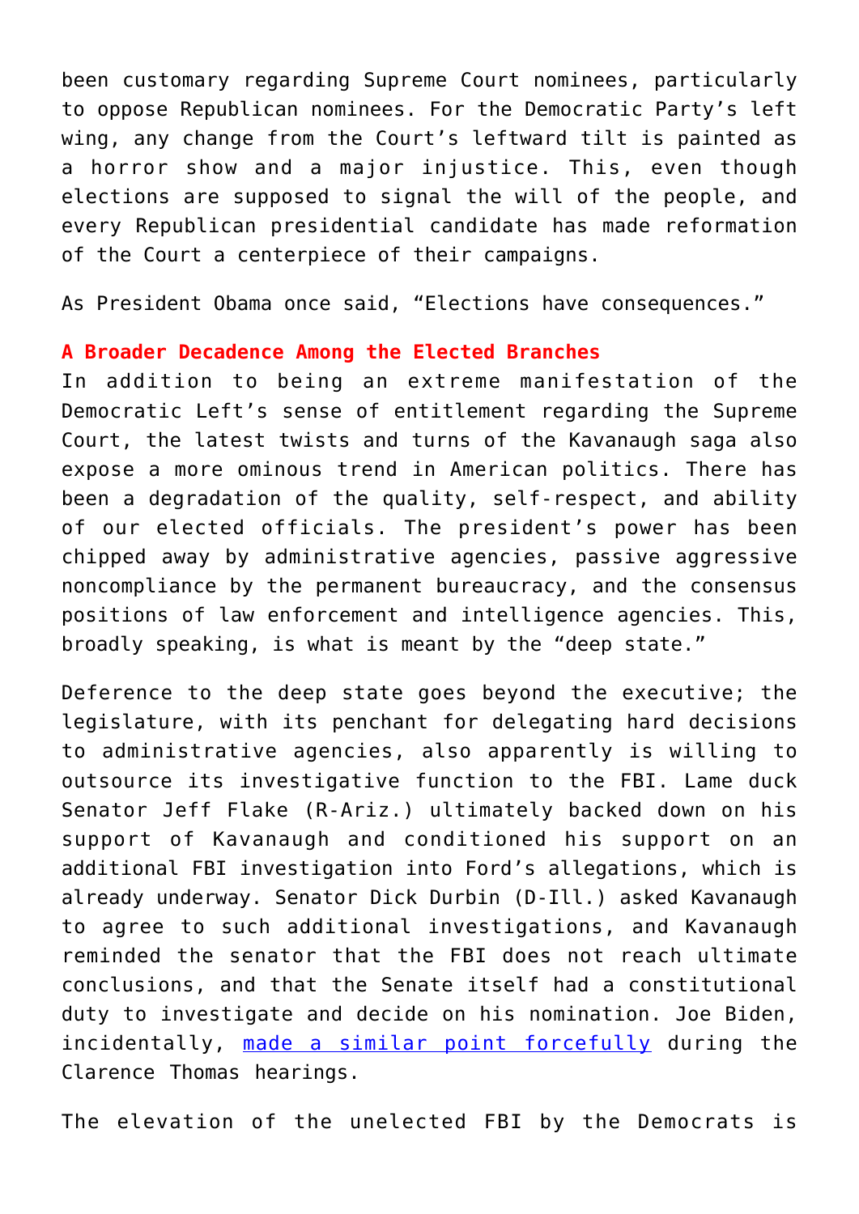been customary regarding Supreme Court nominees, particularly to oppose Republican nominees. For the Democratic Party's left wing, any change from the Court's leftward tilt is painted as a horror show and a major injustice. This, even though elections are supposed to signal the will of the people, and every Republican presidential candidate has made reformation of the Court a centerpiece of their campaigns.

As President Obama once said, "Elections have consequences."

## A Broader Decadence Among the Elected Branches

In addition to being an extreme manifestation of the Democratic Left's sense of entitlement regarding the Supreme Court, the latest twists and turns of the Kavanaugh saga also expose a more ominous trend in American politics. There has been a degradation of the quality, self-respect, and ability of our elected officials. The president's power has been chipped away by administrative agencies, passive aggressive noncompliance by the permanent bureaucracy, and the consensus positions of law enforcement and intelligence agencies. This, broadly speaking, is what is meant by the "deep state."

Deference to the deep state goes beyond the executive; the legislature, with its penchant for delegating hard decisions to administrative agencies, also apparently is willing to outsource its investigative function to the FBI. Lame duck Senator Jeff Flake (R-Ariz.) ultimately backed down on his support of Kavanaugh and conditioned his support on an additional FBI investigation into Ford's allegations, which is already underway. Senator Dick Durbin (D-Ill.) asked Kavanaugh to agree to such additional investigations, and Kavanaugh reminded the senator that the FBI does not reach ultimate conclusions, and that the Senate itself had a constitutional duty to investigate and decide on his nomination. Joe Biden, incidentally, made a similar point forcefully during the Clarence Thomas hearings.

The elevation of the unelected FBI by the Democrats is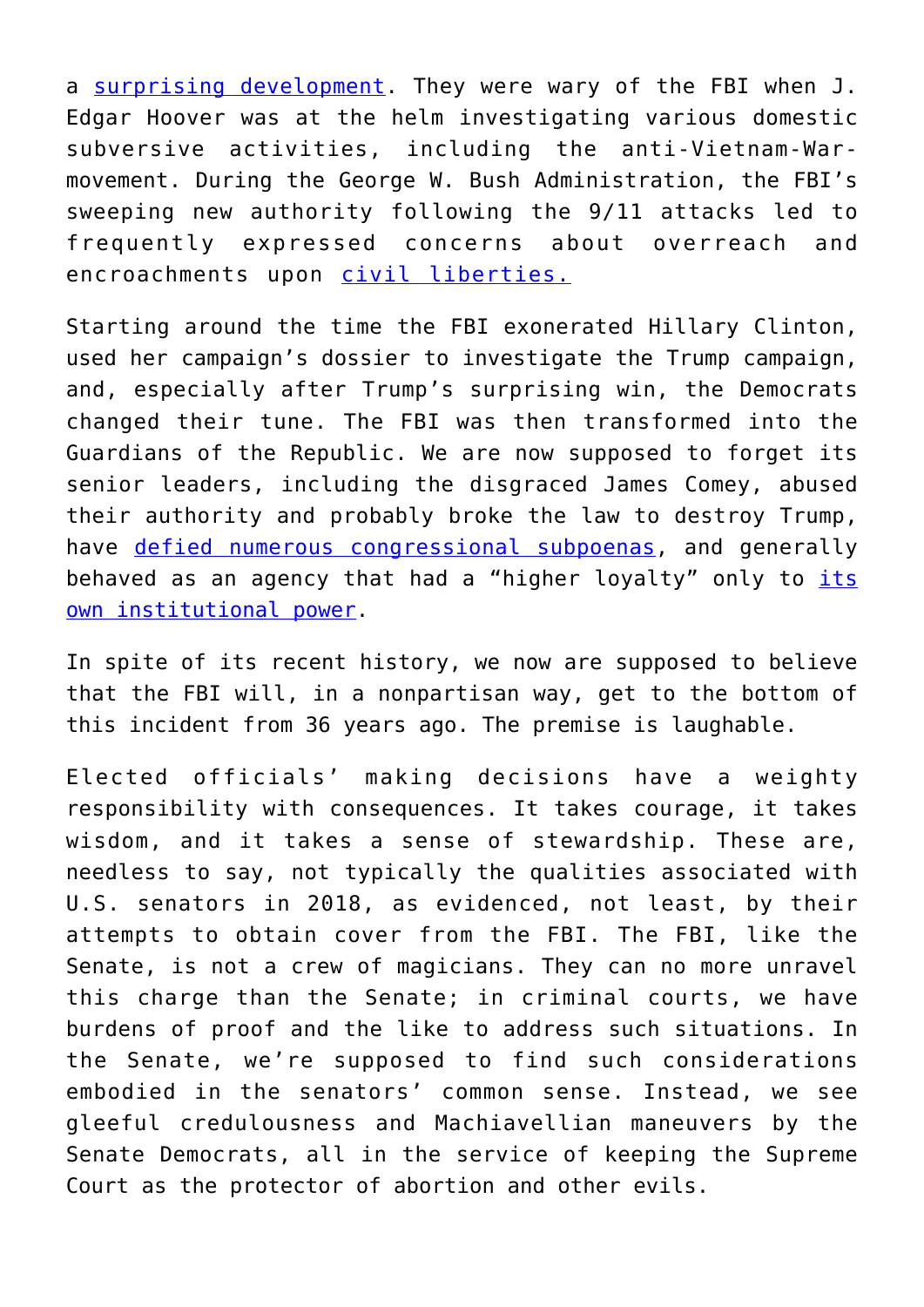a surprising development. They were wary of the FBI when J. Edgar Hoover was at the helm investigating various domestic subversive activities, including the anti-Vietnam-War-movement. During the George W. Bush Administration, the FBI's sweeping new authority following the 9/11 attacks led to frequently expressed concerns about overreach and encroachments upon civil liberties.

Starting around the time the FBI exonerated Hillary Clinton, used her campaign's dossier to investigate the Trump campaign, and, especially after Trump's surprising win, the Democrats changed their tune. The FBI was then transformed into the Guardians of the Republic. We are now supposed to forget its senior leaders, including the disgraced James Comey, abused their authority and probably broke the law to destroy Trump, have defied numerous congressional subpoenas, and generally behaved as an agency that had a "higher loyalty" only to its own institutional power.

In spite of its recent history, we now are supposed to believe that the FBI will, in a nonpartisan way, get to the bottom of this incident from 36 years ago. The premise is laughable.

Elected officials' making decisions have a weighty responsibility with consequences. It takes courage, it takes wisdom, and it takes a sense of stewardship. These are, needless to say, not typically the qualities associated with U.S. senators in 2018, as evidenced, not least, by their attempts to obtain cover from the FBI. The FBI, like the Senate, is not a crew of magicians. They can no more unravel this charge than the Senate; in criminal courts, we have burdens of proof and the like to address such situations. In the Senate, we're supposed to find such considerations embodied in the senators' common sense. Instead, we see gleeful credulousness and Machiavellian maneuvers by the Senate Democrats, all in the service of keeping the Supreme Court as the protector of abortion and other evils.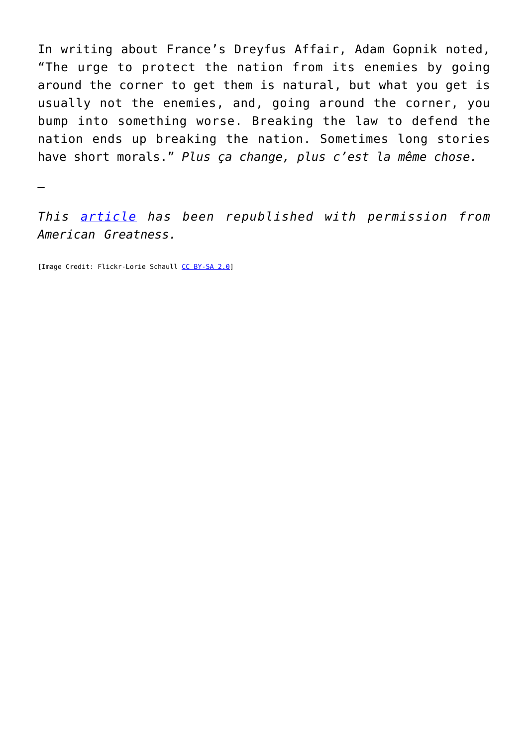In writing about France's Dreyfus Affair, Adam Gopnik noted, "The urge to protect the nation from its enemies by going around the corner to get them is natural, but what you get is usually not the enemies, and, going around the corner, you bump into something worse. Breaking the law to defend the nation ends up breaking the nation. Sometimes long stories have short morals." *Plus ça change, plus c'est la même chose.*

—

*This [article](#) has been republished with permission from American Greatness.*

[Image Credit: Flickr-Lorie Schaull [CC BY-SA 2.0](#)]